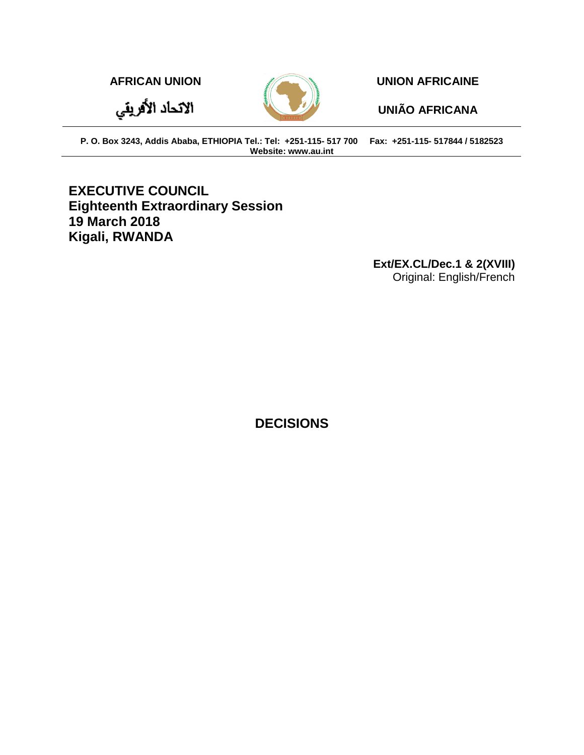**AFRICAN UNION** | **UNION AFRICAINE**

**الاتحاد الأفريقي** | **UNIÃO AFRICANA**

**P. O. Box 3243, Addis Ababa, ETHIOPIA Tel.: Tel: +251-115- 517 700 Fax: +251-115- 517844 / 5182523**
**Website: www.au.int**

**EXECUTIVE COUNCIL**
**Eighteenth Extraordinary Session**
**19 March 2018**
**Kigali, RWANDA**

**Ext/EX.CL/Dec.1 & 2(XVIII)**
Original: English/French

# DECISIONS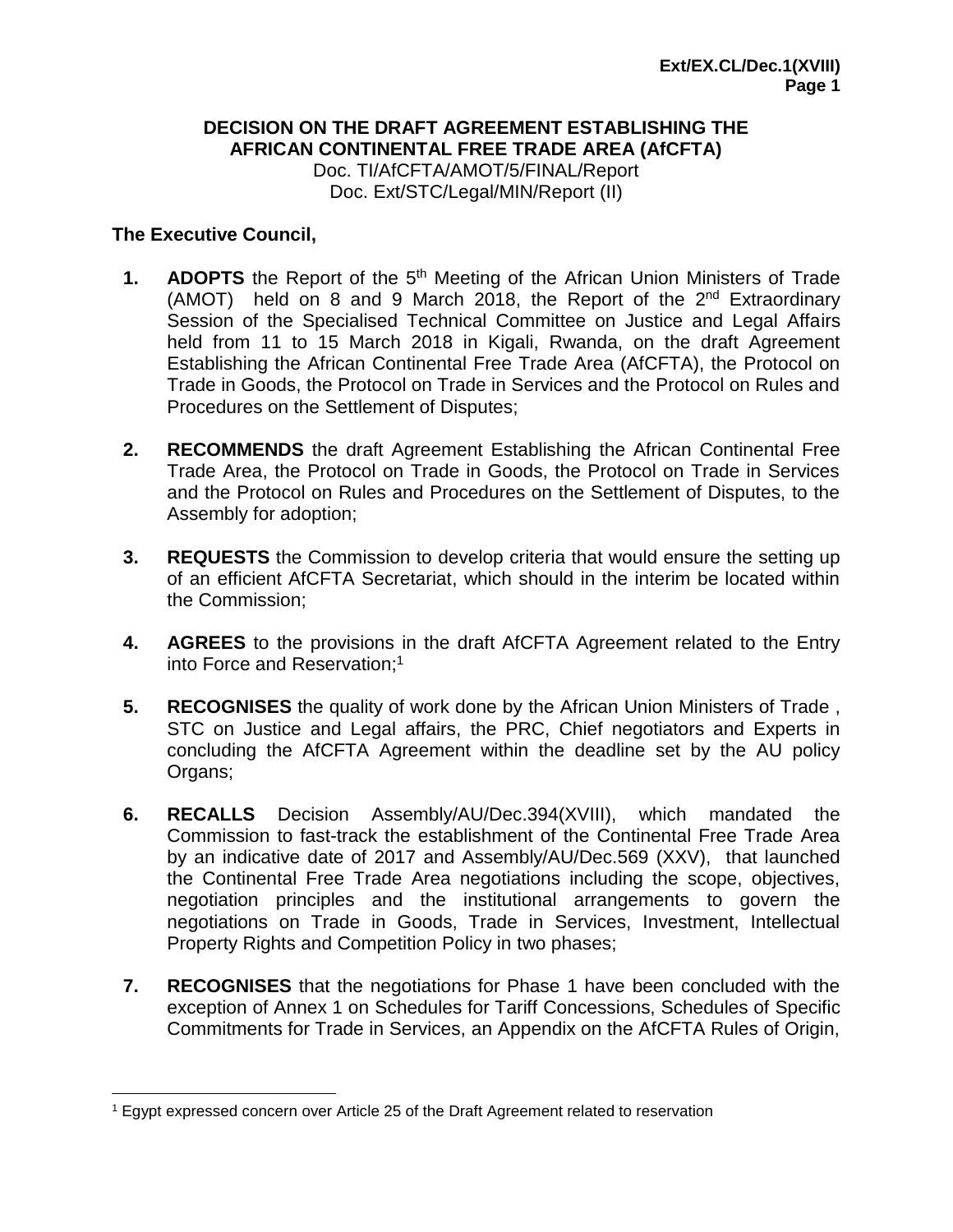**DECISION ON THE DRAFT AGREEMENT ESTABLISHING THE AFRICAN CONTINENTAL FREE TRADE AREA (AfCFTA)**

Doc. TI/AfCFTA/AMOT/5/FINAL/Report
Doc. Ext/STC/Legal/MIN/Report (II)

**The Executive Council,**

1. **ADOPTS** the Report of the 5th Meeting of the African Union Ministers of Trade (AMOT) held on 8 and 9 March 2018, the Report of the 2nd Extraordinary Session of the Specialised Technical Committee on Justice and Legal Affairs held from 11 to 15 March 2018 in Kigali, Rwanda, on the draft Agreement Establishing the African Continental Free Trade Area (AfCFTA), the Protocol on Trade in Goods, the Protocol on Trade in Services and the Protocol on Rules and Procedures on the Settlement of Disputes;

2. **RECOMMENDS** the draft Agreement Establishing the African Continental Free Trade Area, the Protocol on Trade in Goods, the Protocol on Trade in Services and the Protocol on Rules and Procedures on the Settlement of Disputes, to the Assembly for adoption;

3. **REQUESTS** the Commission to develop criteria that would ensure the setting up of an efficient AfCFTA Secretariat, which should in the interim be located within the Commission;

4. **AGREES** to the provisions in the draft AfCFTA Agreement related to the Entry into Force and Reservation;[1]

5. **RECOGNISES** the quality of work done by the African Union Ministers of Trade , STC on Justice and Legal affairs, the PRC, Chief negotiators and Experts in concluding the AfCFTA Agreement within the deadline set by the AU policy Organs;

6. **RECALLS** Decision Assembly/AU/Dec.394(XVIII), which mandated the Commission to fast-track the establishment of the Continental Free Trade Area by an indicative date of 2017 and Assembly/AU/Dec.569 (XXV), that launched the Continental Free Trade Area negotiations including the scope, objectives, negotiation principles and the institutional arrangements to govern the negotiations on Trade in Goods, Trade in Services, Investment, Intellectual Property Rights and Competition Policy in two phases;

7. **RECOGNISES** that the negotiations for Phase 1 have been concluded with the exception of Annex 1 on Schedules for Tariff Concessions, Schedules of Specific Commitments for Trade in Services, an Appendix on the AfCFTA Rules of Origin,

[1] Egypt expressed concern over Article 25 of the Draft Agreement related to reservation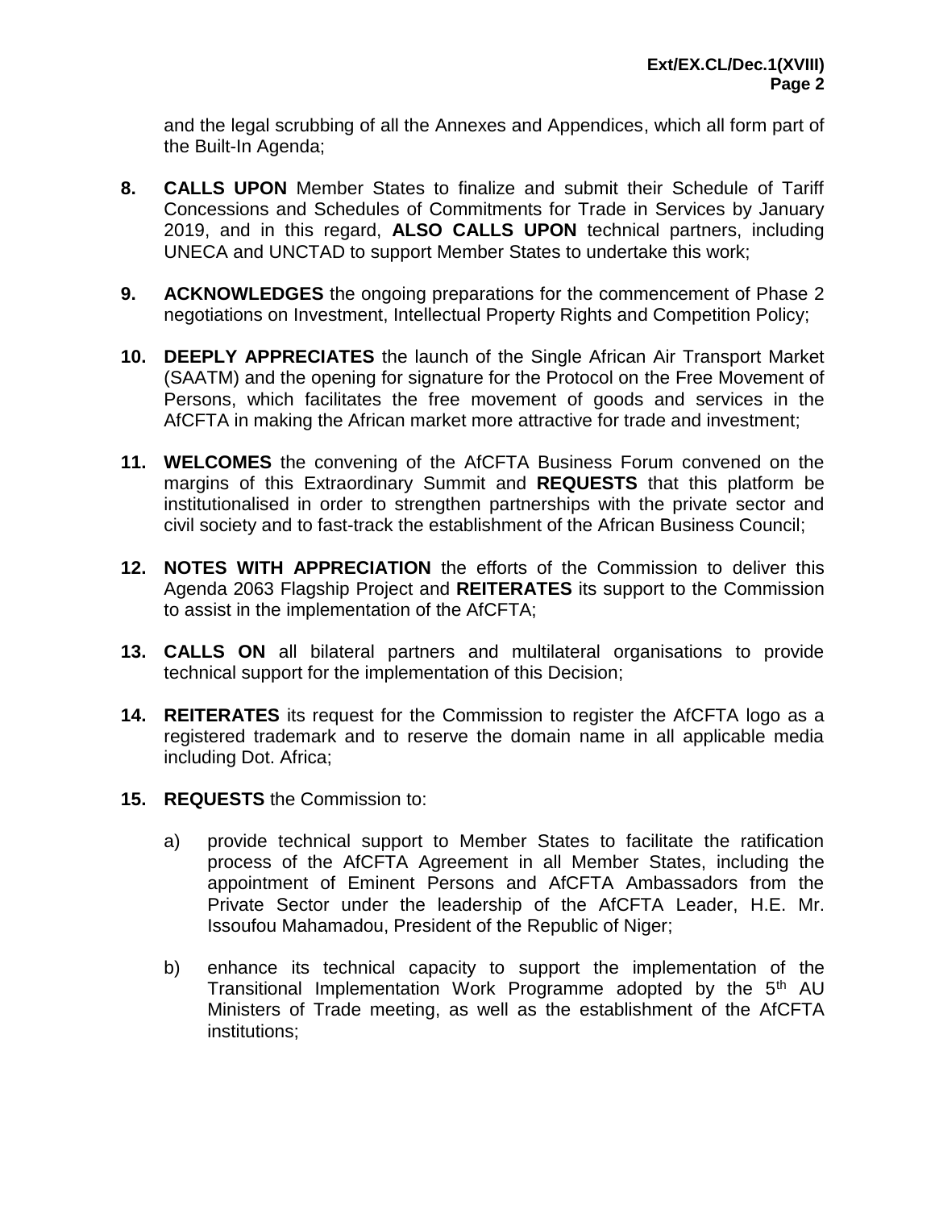and the legal scrubbing of all the Annexes and Appendices, which all form part of the Built-In Agenda;

**8.** **CALLS UPON** Member States to finalize and submit their Schedule of Tariff Concessions and Schedules of Commitments for Trade in Services by January 2019, and in this regard, **ALSO CALLS UPON** technical partners, including UNECA and UNCTAD to support Member States to undertake this work;

**9.** **ACKNOWLEDGES** the ongoing preparations for the commencement of Phase 2 negotiations on Investment, Intellectual Property Rights and Competition Policy;

**10.** **DEEPLY APPRECIATES** the launch of the Single African Air Transport Market (SAATM) and the opening for signature for the Protocol on the Free Movement of Persons, which facilitates the free movement of goods and services in the AfCFTA in making the African market more attractive for trade and investment;

**11.** **WELCOMES** the convening of the AfCFTA Business Forum convened on the margins of this Extraordinary Summit and **REQUESTS** that this platform be institutionalised in order to strengthen partnerships with the private sector and civil society and to fast-track the establishment of the African Business Council;

**12.** **NOTES WITH APPRECIATION** the efforts of the Commission to deliver this Agenda 2063 Flagship Project and **REITERATES** its support to the Commission to assist in the implementation of the AfCFTA;

**13.** **CALLS ON** all bilateral partners and multilateral organisations to provide technical support for the implementation of this Decision;

**14.** **REITERATES** its request for the Commission to register the AfCFTA logo as a registered trademark and to reserve the domain name in all applicable media including Dot. Africa;

**15.** **REQUESTS** the Commission to:

a) provide technical support to Member States to facilitate the ratification process of the AfCFTA Agreement in all Member States, including the appointment of Eminent Persons and AfCFTA Ambassadors from the Private Sector under the leadership of the AfCFTA Leader, H.E. Mr. Issoufou Mahamadou, President of the Republic of Niger;

b) enhance its technical capacity to support the implementation of the Transitional Implementation Work Programme adopted by the 5th AU Ministers of Trade meeting, as well as the establishment of the AfCFTA institutions;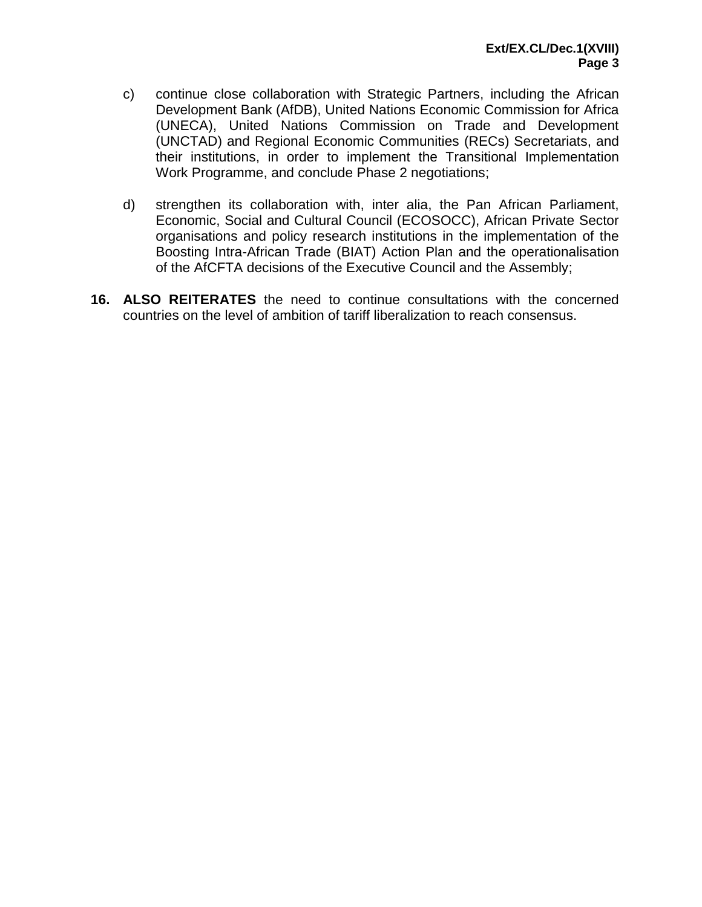c) continue close collaboration with Strategic Partners, including the African Development Bank (AfDB), United Nations Economic Commission for Africa (UNECA), United Nations Commission on Trade and Development (UNCTAD) and Regional Economic Communities (RECs) Secretariats, and their institutions, in order to implement the Transitional Implementation Work Programme, and conclude Phase 2 negotiations;

d) strengthen its collaboration with, inter alia, the Pan African Parliament, Economic, Social and Cultural Council (ECOSOCC), African Private Sector organisations and policy research institutions in the implementation of the Boosting Intra-African Trade (BIAT) Action Plan and the operationalisation of the AfCFTA decisions of the Executive Council and the Assembly;

**16. ALSO REITERATES** the need to continue consultations with the concerned countries on the level of ambition of tariff liberalization to reach consensus.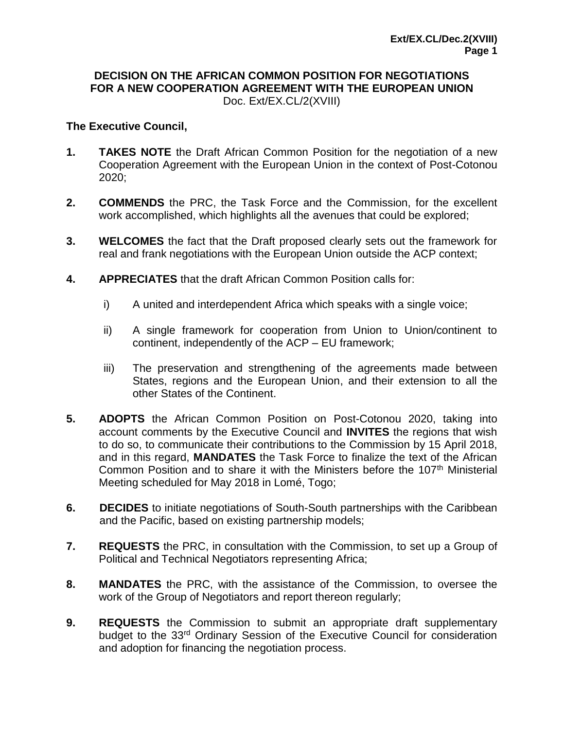**DECISION ON THE AFRICAN COMMON POSITION FOR NEGOTIATIONS FOR A NEW COOPERATION AGREEMENT WITH THE EUROPEAN UNION**
Doc. Ext/EX.CL/2(XVIII)

**The Executive Council,**

1. **TAKES NOTE** the Draft African Common Position for the negotiation of a new Cooperation Agreement with the European Union in the context of Post-Cotonou 2020;

2. **COMMENDS** the PRC, the Task Force and the Commission, for the excellent work accomplished, which highlights all the avenues that could be explored;

3. **WELCOMES** the fact that the Draft proposed clearly sets out the framework for real and frank negotiations with the European Union outside the ACP context;

4. **APPRECIATES** that the draft African Common Position calls for:

   i) A united and interdependent Africa which speaks with a single voice;

   ii) A single framework for cooperation from Union to Union/continent to continent, independently of the ACP – EU framework;

   iii) The preservation and strengthening of the agreements made between States, regions and the European Union, and their extension to all the other States of the Continent.

5. **ADOPTS** the African Common Position on Post-Cotonou 2020, taking into account comments by the Executive Council and **INVITES** the regions that wish to do so, to communicate their contributions to the Commission by 15 April 2018, and in this regard, **MANDATES** the Task Force to finalize the text of the African Common Position and to share it with the Ministers before the 107th Ministerial Meeting scheduled for May 2018 in Lomé, Togo;

6. **DECIDES** to initiate negotiations of South-South partnerships with the Caribbean and the Pacific, based on existing partnership models;

7. **REQUESTS** the PRC, in consultation with the Commission, to set up a Group of Political and Technical Negotiators representing Africa;

8. **MANDATES** the PRC, with the assistance of the Commission, to oversee the work of the Group of Negotiators and report thereon regularly;

9. **REQUESTS** the Commission to submit an appropriate draft supplementary budget to the 33rd Ordinary Session of the Executive Council for consideration and adoption for financing the negotiation process.